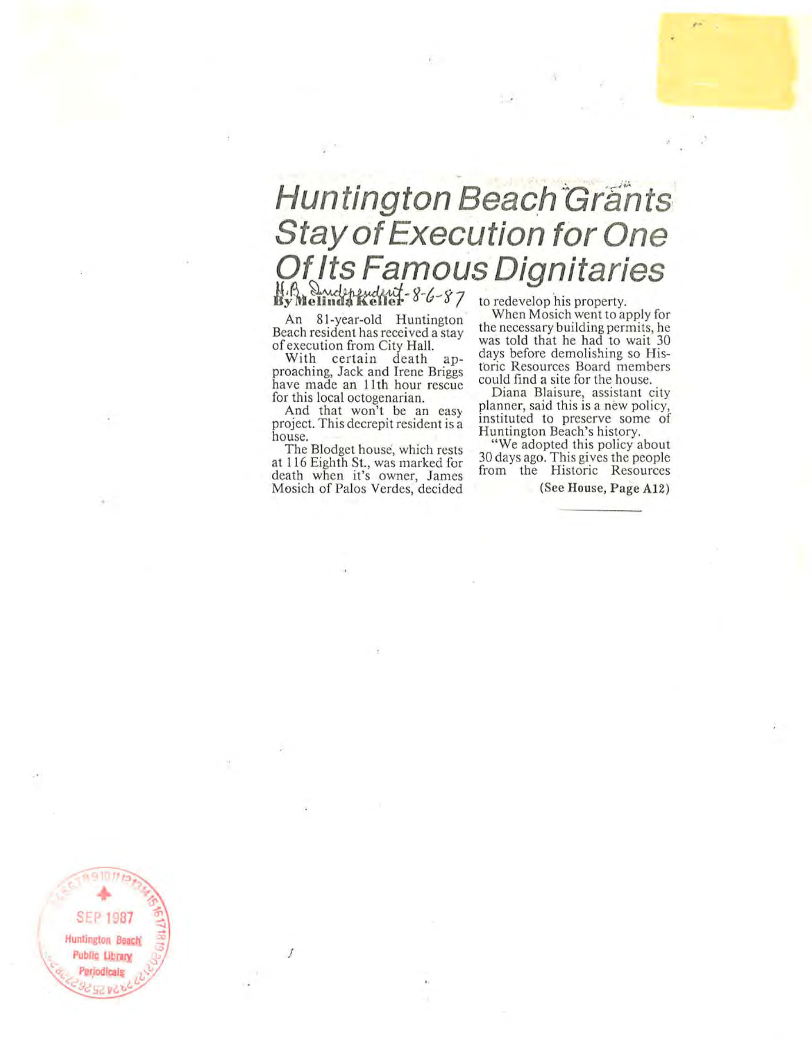# *Huntington Beach Grants Stay of Execution for One Of Its Famous Dignitaries*

H.B. Independent - 8-6-87

**By Melinda Keller**

An 81-year-old Huntington Beach resident has received a stay of execution from City Hall.

With certain death approaching, Jack and Irene Briggs have made an 11th hour rescue for this local octogenarian.

And that won't be an easy project. This decrepit resident is a house.

The Blodget house, which rests at 116 Eighth St., was marked for death when it's owner, James Mosich of Palos Verdes, decided to redevelop his property.

When Mosich went to apply for the necessary building permits, he was told that he had to wait 30 days before demolishing so Historic Resources Board members could find a site for the house.

Diana Blaisure, assistant city planner, said this is a new policy, instituted to preserve some of Huntington Beach's history.

"We adopted this policy about 30 days ago. This gives the people from the Historic Resources

(See House, Page A12)

SEP 1987
Huntington Beach Public Library Periodicals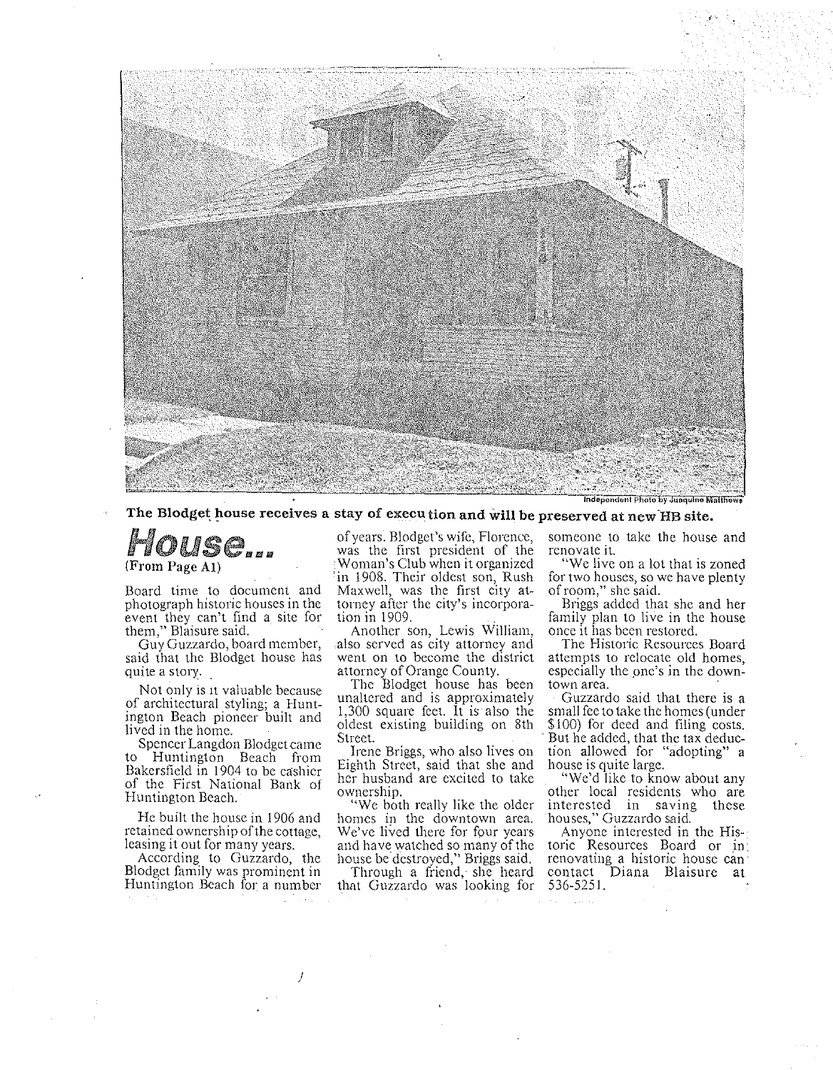Independent Photo by Junquine Matthews

**The Blodget house receives a stay of execution and will be preserved at new HB site.**

## House...

(From Page A1)

Board time to document and photograph historic houses in the event they can't find a site for them," Blaisure said.

Guy Guzzardo, board member, said that the Blodget house has quite a story.

Not only is it valuable because of architectural styling; a Huntington Beach pioneer built and lived in the home.

Spencer Langdon Blodget came to Huntington Beach from Bakersfield in 1904 to be cashier of the First National Bank of Huntington Beach.

He built the house in 1906 and retained ownership of the cottage, leasing it out for many years.

According to Guzzardo, the Blodget family was prominent in Huntington Beach for a number of years. Blodget's wife, Florence, was the first president of the Woman's Club when it organized in 1908. Their oldest son, Rush Maxwell, was the first city attorney after the city's incorporation in 1909.

Another son, Lewis William, also served as city attorney and went on to become the district attorney of Orange County.

The Blodget house has been unaltered and is approximately 1,300 square feet. It is also the oldest existing building on 8th Street.

Irene Briggs, who also lives on Eighth Street, said that she and her husband are excited to take ownership.

"We both really like the older homes in the downtown area. We've lived there for four years and have watched so many of the house be destroyed," Briggs said.

Through a friend, she heard that Guzzardo was looking for someone to take the house and renovate it.

"We live on a lot that is zoned for two houses, so we have plenty of room," she said.

Briggs added that she and her family plan to live in the house once it has been restored.

The Historic Resources Board attempts to relocate old homes, especially the one's in the downtown area.

Guzzardo said that there is a small fee to take the homes (under $100) for deed and filing costs. But he added, that the tax deduction allowed for "adopting" a house is quite large.

"We'd like to know about any other local residents who are interested in saving these houses," Guzzardo said.

Anyone interested in the Historic Resources Board or in renovating a historic house can contact Diana Blaisure at 536-5251.